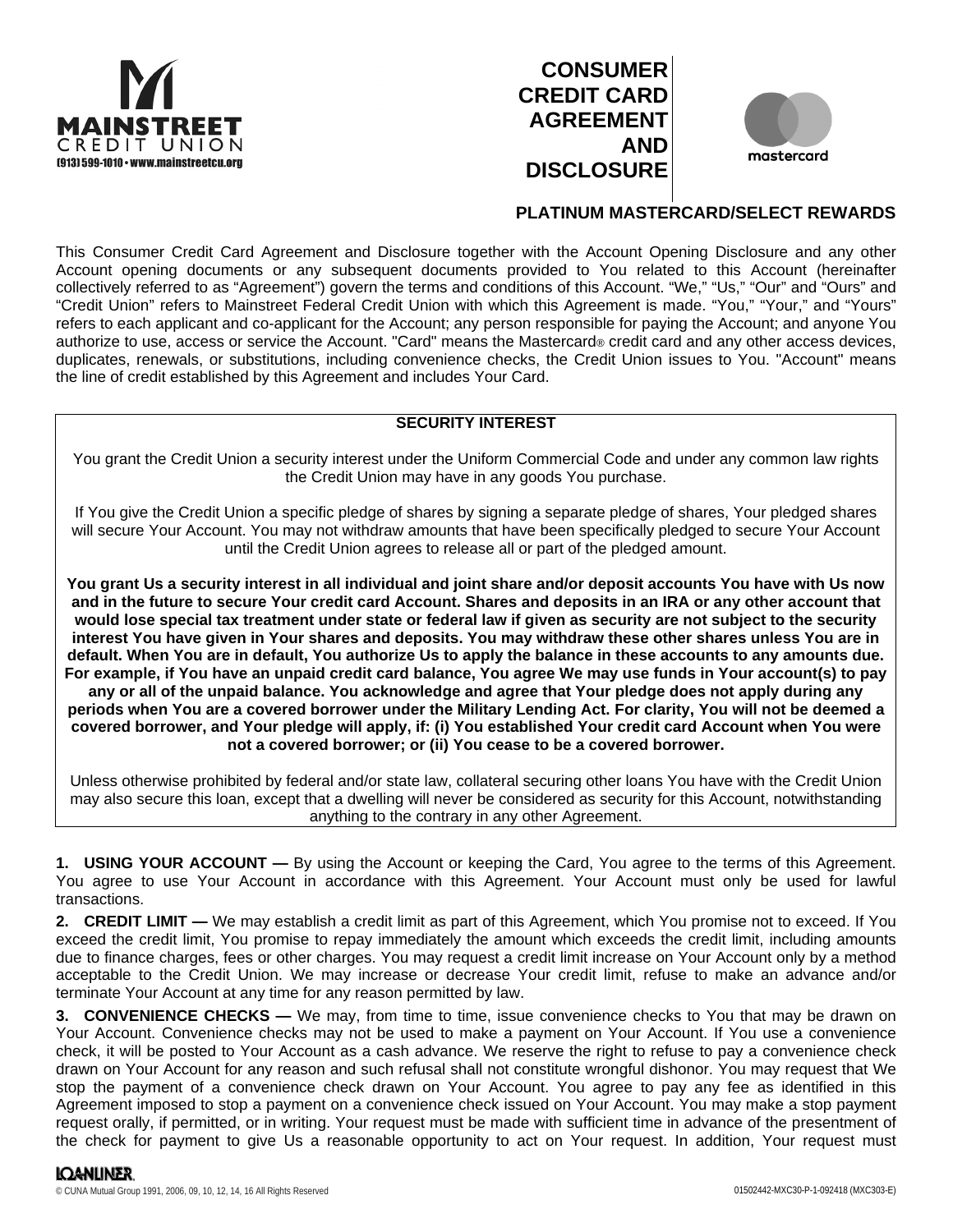MAINSTREET CREDIT UNION
(913) 599-1010 • www.mainstreetcu.org

# CONSUMER CREDIT CARD AGREEMENT AND DISCLOSURE

mastercard

## PLATINUM MASTERCARD/SELECT REWARDS

This Consumer Credit Card Agreement and Disclosure together with the Account Opening Disclosure and any other Account opening documents or any subsequent documents provided to You related to this Account (hereinafter collectively referred to as "Agreement") govern the terms and conditions of this Account. "We," "Us," "Our" and "Ours" and "Credit Union" refers to Mainstreet Federal Credit Union with which this Agreement is made. "You," "Your," and "Yours" refers to each applicant and co-applicant for the Account; any person responsible for paying the Account; and anyone You authorize to use, access or service the Account. "Card" means the Mastercard® credit card and any other access devices, duplicates, renewals, or substitutions, including convenience checks, the Credit Union issues to You. "Account" means the line of credit established by this Agreement and includes Your Card.

### SECURITY INTEREST

You grant the Credit Union a security interest under the Uniform Commercial Code and under any common law rights the Credit Union may have in any goods You purchase.

If You give the Credit Union a specific pledge of shares by signing a separate pledge of shares, Your pledged shares will secure Your Account. You may not withdraw amounts that have been specifically pledged to secure Your Account until the Credit Union agrees to release all or part of the pledged amount.

**You grant Us a security interest in all individual and joint share and/or deposit accounts You have with Us now and in the future to secure Your credit card Account. Shares and deposits in an IRA or any other account that would lose special tax treatment under state or federal law if given as security are not subject to the security interest You have given in Your shares and deposits. You may withdraw these other shares unless You are in default. When You are in default, You authorize Us to apply the balance in these accounts to any amounts due. For example, if You have an unpaid credit card balance, You agree We may use funds in Your account(s) to pay any or all of the unpaid balance. You acknowledge and agree that Your pledge does not apply during any periods when You are a covered borrower under the Military Lending Act. For clarity, You will not be deemed a covered borrower, and Your pledge will apply, if: (i) You established Your credit card Account when You were not a covered borrower; or (ii) You cease to be a covered borrower.**

Unless otherwise prohibited by federal and/or state law, collateral securing other loans You have with the Credit Union may also secure this loan, except that a dwelling will never be considered as security for this Account, notwithstanding anything to the contrary in any other Agreement.

**1. USING YOUR ACCOUNT —** By using the Account or keeping the Card, You agree to the terms of this Agreement. You agree to use Your Account in accordance with this Agreement. Your Account must only be used for lawful transactions.

**2. CREDIT LIMIT —** We may establish a credit limit as part of this Agreement, which You promise not to exceed. If You exceed the credit limit, You promise to repay immediately the amount which exceeds the credit limit, including amounts due to finance charges, fees or other charges. You may request a credit limit increase on Your Account only by a method acceptable to the Credit Union. We may increase or decrease Your credit limit, refuse to make an advance and/or terminate Your Account at any time for any reason permitted by law.

**3. CONVENIENCE CHECKS —** We may, from time to time, issue convenience checks to You that may be drawn on Your Account. Convenience checks may not be used to make a payment on Your Account. If You use a convenience check, it will be posted to Your Account as a cash advance. We reserve the right to refuse to pay a convenience check drawn on Your Account for any reason and such refusal shall not constitute wrongful dishonor. You may request that We stop the payment of a convenience check drawn on Your Account. You agree to pay any fee as identified in this Agreement imposed to stop a payment on a convenience check issued on Your Account. You may make a stop payment request orally, if permitted, or in writing. Your request must be made with sufficient time in advance of the presentment of the check for payment to give Us a reasonable opportunity to act on Your request. In addition, Your request must

LOANLINER.
© CUNA Mutual Group 1991, 2006, 09, 10, 12, 14, 16 All Rights Reserved
01502442-MXC30-P-1-092418 (MXC303-E)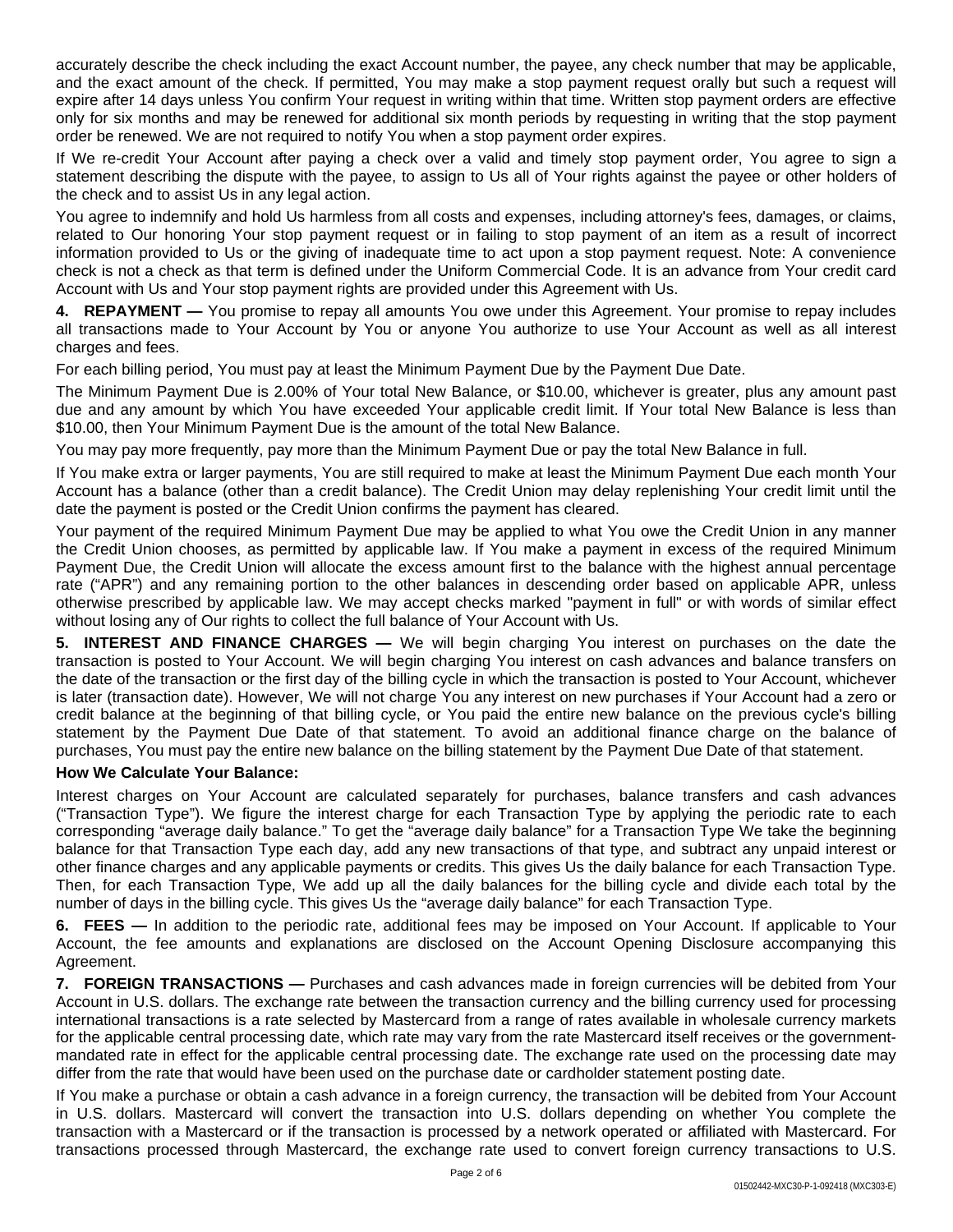accurately describe the check including the exact Account number, the payee, any check number that may be applicable, and the exact amount of the check. If permitted, You may make a stop payment request orally but such a request will expire after 14 days unless You confirm Your request in writing within that time. Written stop payment orders are effective only for six months and may be renewed for additional six month periods by requesting in writing that the stop payment order be renewed. We are not required to notify You when a stop payment order expires.

If We re-credit Your Account after paying a check over a valid and timely stop payment order, You agree to sign a statement describing the dispute with the payee, to assign to Us all of Your rights against the payee or other holders of the check and to assist Us in any legal action.

You agree to indemnify and hold Us harmless from all costs and expenses, including attorney's fees, damages, or claims, related to Our honoring Your stop payment request or in failing to stop payment of an item as a result of incorrect information provided to Us or the giving of inadequate time to act upon a stop payment request. Note: A convenience check is not a check as that term is defined under the Uniform Commercial Code. It is an advance from Your credit card Account with Us and Your stop payment rights are provided under this Agreement with Us.

**4. REPAYMENT —** You promise to repay all amounts You owe under this Agreement. Your promise to repay includes all transactions made to Your Account by You or anyone You authorize to use Your Account as well as all interest charges and fees.

For each billing period, You must pay at least the Minimum Payment Due by the Payment Due Date.

The Minimum Payment Due is 2.00% of Your total New Balance, or $10.00, whichever is greater, plus any amount past due and any amount by which You have exceeded Your applicable credit limit. If Your total New Balance is less than $10.00, then Your Minimum Payment Due is the amount of the total New Balance.

You may pay more frequently, pay more than the Minimum Payment Due or pay the total New Balance in full.

If You make extra or larger payments, You are still required to make at least the Minimum Payment Due each month Your Account has a balance (other than a credit balance). The Credit Union may delay replenishing Your credit limit until the date the payment is posted or the Credit Union confirms the payment has cleared.

Your payment of the required Minimum Payment Due may be applied to what You owe the Credit Union in any manner the Credit Union chooses, as permitted by applicable law. If You make a payment in excess of the required Minimum Payment Due, the Credit Union will allocate the excess amount first to the balance with the highest annual percentage rate ("APR") and any remaining portion to the other balances in descending order based on applicable APR, unless otherwise prescribed by applicable law. We may accept checks marked "payment in full" or with words of similar effect without losing any of Our rights to collect the full balance of Your Account with Us.

**5. INTEREST AND FINANCE CHARGES —** We will begin charging You interest on purchases on the date the transaction is posted to Your Account. We will begin charging You interest on cash advances and balance transfers on the date of the transaction or the first day of the billing cycle in which the transaction is posted to Your Account, whichever is later (transaction date). However, We will not charge You any interest on new purchases if Your Account had a zero or credit balance at the beginning of that billing cycle, or You paid the entire new balance on the previous cycle's billing statement by the Payment Due Date of that statement. To avoid an additional finance charge on the balance of purchases, You must pay the entire new balance on the billing statement by the Payment Due Date of that statement.

**How We Calculate Your Balance:**

Interest charges on Your Account are calculated separately for purchases, balance transfers and cash advances ("Transaction Type"). We figure the interest charge for each Transaction Type by applying the periodic rate to each corresponding "average daily balance." To get the "average daily balance" for a Transaction Type We take the beginning balance for that Transaction Type each day, add any new transactions of that type, and subtract any unpaid interest or other finance charges and any applicable payments or credits. This gives Us the daily balance for each Transaction Type. Then, for each Transaction Type, We add up all the daily balances for the billing cycle and divide each total by the number of days in the billing cycle. This gives Us the "average daily balance" for each Transaction Type.

**6. FEES —** In addition to the periodic rate, additional fees may be imposed on Your Account. If applicable to Your Account, the fee amounts and explanations are disclosed on the Account Opening Disclosure accompanying this Agreement.

**7. FOREIGN TRANSACTIONS —** Purchases and cash advances made in foreign currencies will be debited from Your Account in U.S. dollars. The exchange rate between the transaction currency and the billing currency used for processing international transactions is a rate selected by Mastercard from a range of rates available in wholesale currency markets for the applicable central processing date, which rate may vary from the rate Mastercard itself receives or the government-mandated rate in effect for the applicable central processing date. The exchange rate used on the processing date may differ from the rate that would have been used on the purchase date or cardholder statement posting date.

If You make a purchase or obtain a cash advance in a foreign currency, the transaction will be debited from Your Account in U.S. dollars. Mastercard will convert the transaction into U.S. dollars depending on whether You complete the transaction with a Mastercard or if the transaction is processed by a network operated or affiliated with Mastercard. For transactions processed through Mastercard, the exchange rate used to convert foreign currency transactions to U.S.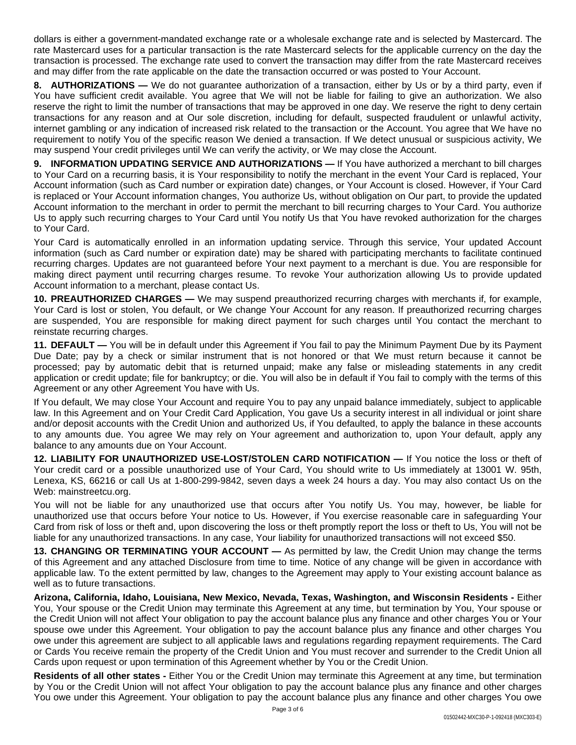dollars is either a government-mandated exchange rate or a wholesale exchange rate and is selected by Mastercard. The rate Mastercard uses for a particular transaction is the rate Mastercard selects for the applicable currency on the day the transaction is processed. The exchange rate used to convert the transaction may differ from the rate Mastercard receives and may differ from the rate applicable on the date the transaction occurred or was posted to Your Account.

**8. AUTHORIZATIONS —** We do not guarantee authorization of a transaction, either by Us or by a third party, even if You have sufficient credit available. You agree that We will not be liable for failing to give an authorization. We also reserve the right to limit the number of transactions that may be approved in one day. We reserve the right to deny certain transactions for any reason and at Our sole discretion, including for default, suspected fraudulent or unlawful activity, internet gambling or any indication of increased risk related to the transaction or the Account. You agree that We have no requirement to notify You of the specific reason We denied a transaction. If We detect unusual or suspicious activity, We may suspend Your credit privileges until We can verify the activity, or We may close the Account.

**9. INFORMATION UPDATING SERVICE AND AUTHORIZATIONS —** If You have authorized a merchant to bill charges to Your Card on a recurring basis, it is Your responsibility to notify the merchant in the event Your Card is replaced, Your Account information (such as Card number or expiration date) changes, or Your Account is closed. However, if Your Card is replaced or Your Account information changes, You authorize Us, without obligation on Our part, to provide the updated Account information to the merchant in order to permit the merchant to bill recurring charges to Your Card. You authorize Us to apply such recurring charges to Your Card until You notify Us that You have revoked authorization for the charges to Your Card.

Your Card is automatically enrolled in an information updating service. Through this service, Your updated Account information (such as Card number or expiration date) may be shared with participating merchants to facilitate continued recurring charges. Updates are not guaranteed before Your next payment to a merchant is due. You are responsible for making direct payment until recurring charges resume. To revoke Your authorization allowing Us to provide updated Account information to a merchant, please contact Us.

**10. PREAUTHORIZED CHARGES —** We may suspend preauthorized recurring charges with merchants if, for example, Your Card is lost or stolen, You default, or We change Your Account for any reason. If preauthorized recurring charges are suspended, You are responsible for making direct payment for such charges until You contact the merchant to reinstate recurring charges.

**11. DEFAULT —** You will be in default under this Agreement if You fail to pay the Minimum Payment Due by its Payment Due Date; pay by a check or similar instrument that is not honored or that We must return because it cannot be processed; pay by automatic debit that is returned unpaid; make any false or misleading statements in any credit application or credit update; file for bankruptcy; or die. You will also be in default if You fail to comply with the terms of this Agreement or any other Agreement You have with Us.

If You default, We may close Your Account and require You to pay any unpaid balance immediately, subject to applicable law. In this Agreement and on Your Credit Card Application, You gave Us a security interest in all individual or joint share and/or deposit accounts with the Credit Union and authorized Us, if You defaulted, to apply the balance in these accounts to any amounts due. You agree We may rely on Your agreement and authorization to, upon Your default, apply any balance to any amounts due on Your Account.

**12. LIABILITY FOR UNAUTHORIZED USE-LOST/STOLEN CARD NOTIFICATION —** If You notice the loss or theft of Your credit card or a possible unauthorized use of Your Card, You should write to Us immediately at 13001 W. 95th, Lenexa, KS, 66216 or call Us at 1-800-299-9842, seven days a week 24 hours a day. You may also contact Us on the Web: mainstreetcu.org.

You will not be liable for any unauthorized use that occurs after You notify Us. You may, however, be liable for unauthorized use that occurs before Your notice to Us. However, if You exercise reasonable care in safeguarding Your Card from risk of loss or theft and, upon discovering the loss or theft promptly report the loss or theft to Us, You will not be liable for any unauthorized transactions. In any case, Your liability for unauthorized transactions will not exceed $50.

**13. CHANGING OR TERMINATING YOUR ACCOUNT —** As permitted by law, the Credit Union may change the terms of this Agreement and any attached Disclosure from time to time. Notice of any change will be given in accordance with applicable law. To the extent permitted by law, changes to the Agreement may apply to Your existing account balance as well as to future transactions.

**Arizona, California, Idaho, Louisiana, New Mexico, Nevada, Texas, Washington, and Wisconsin Residents -** Either You, Your spouse or the Credit Union may terminate this Agreement at any time, but termination by You, Your spouse or the Credit Union will not affect Your obligation to pay the account balance plus any finance and other charges You or Your spouse owe under this Agreement. Your obligation to pay the account balance plus any finance and other charges You owe under this agreement are subject to all applicable laws and regulations regarding repayment requirements. The Card or Cards You receive remain the property of the Credit Union and You must recover and surrender to the Credit Union all Cards upon request or upon termination of this Agreement whether by You or the Credit Union.

**Residents of all other states -** Either You or the Credit Union may terminate this Agreement at any time, but termination by You or the Credit Union will not affect Your obligation to pay the account balance plus any finance and other charges You owe under this Agreement. Your obligation to pay the account balance plus any finance and other charges You owe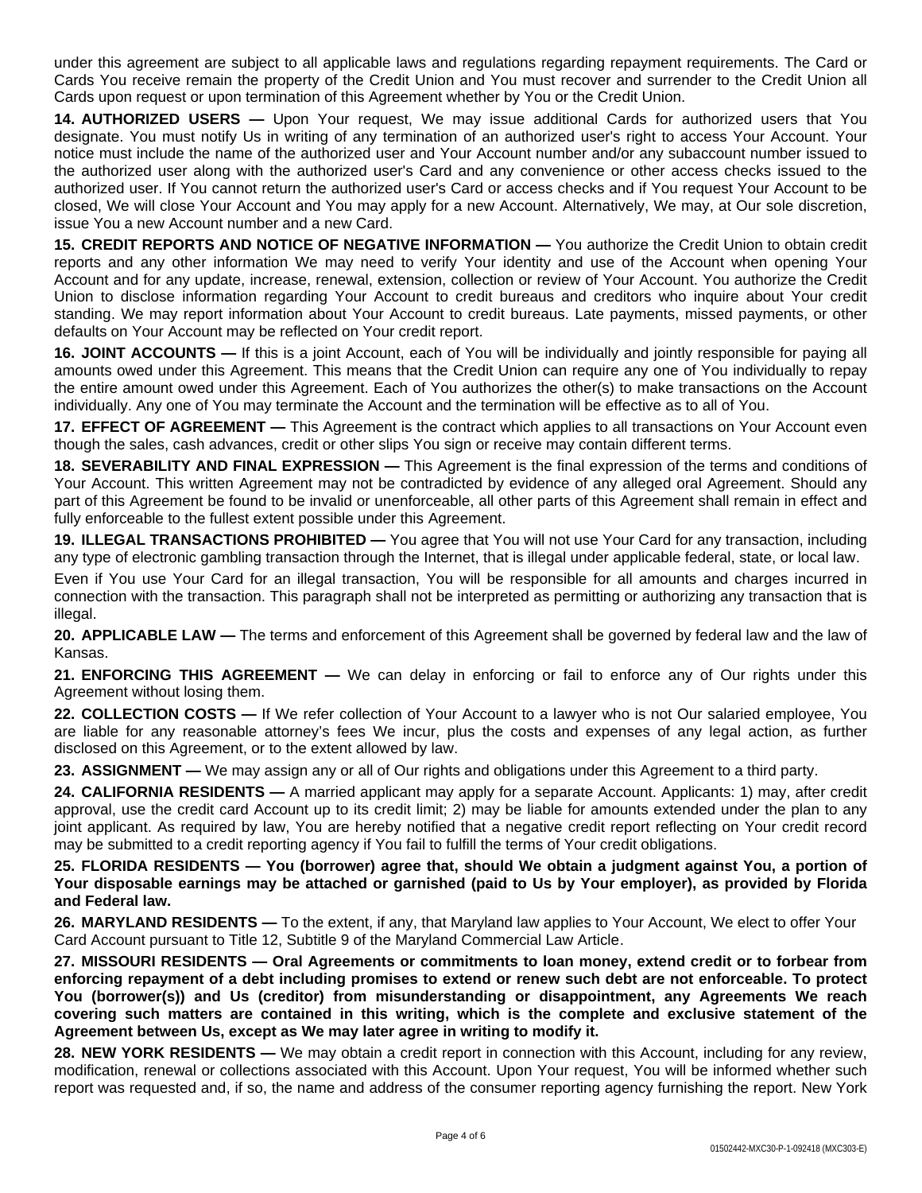under this agreement are subject to all applicable laws and regulations regarding repayment requirements. The Card or Cards You receive remain the property of the Credit Union and You must recover and surrender to the Credit Union all Cards upon request or upon termination of this Agreement whether by You or the Credit Union.

**14. AUTHORIZED USERS —** Upon Your request, We may issue additional Cards for authorized users that You designate. You must notify Us in writing of any termination of an authorized user's right to access Your Account. Your notice must include the name of the authorized user and Your Account number and/or any subaccount number issued to the authorized user along with the authorized user's Card and any convenience or other access checks issued to the authorized user. If You cannot return the authorized user's Card or access checks and if You request Your Account to be closed, We will close Your Account and You may apply for a new Account. Alternatively, We may, at Our sole discretion, issue You a new Account number and a new Card.

**15. CREDIT REPORTS AND NOTICE OF NEGATIVE INFORMATION —** You authorize the Credit Union to obtain credit reports and any other information We may need to verify Your identity and use of the Account when opening Your Account and for any update, increase, renewal, extension, collection or review of Your Account. You authorize the Credit Union to disclose information regarding Your Account to credit bureaus and creditors who inquire about Your credit standing. We may report information about Your Account to credit bureaus. Late payments, missed payments, or other defaults on Your Account may be reflected on Your credit report.

**16. JOINT ACCOUNTS —** If this is a joint Account, each of You will be individually and jointly responsible for paying all amounts owed under this Agreement. This means that the Credit Union can require any one of You individually to repay the entire amount owed under this Agreement. Each of You authorizes the other(s) to make transactions on the Account individually. Any one of You may terminate the Account and the termination will be effective as to all of You.

**17. EFFECT OF AGREEMENT —** This Agreement is the contract which applies to all transactions on Your Account even though the sales, cash advances, credit or other slips You sign or receive may contain different terms.

**18. SEVERABILITY AND FINAL EXPRESSION —** This Agreement is the final expression of the terms and conditions of Your Account. This written Agreement may not be contradicted by evidence of any alleged oral Agreement. Should any part of this Agreement be found to be invalid or unenforceable, all other parts of this Agreement shall remain in effect and fully enforceable to the fullest extent possible under this Agreement.

**19. ILLEGAL TRANSACTIONS PROHIBITED —** You agree that You will not use Your Card for any transaction, including any type of electronic gambling transaction through the Internet, that is illegal under applicable federal, state, or local law.

Even if You use Your Card for an illegal transaction, You will be responsible for all amounts and charges incurred in connection with the transaction. This paragraph shall not be interpreted as permitting or authorizing any transaction that is illegal.

**20. APPLICABLE LAW —** The terms and enforcement of this Agreement shall be governed by federal law and the law of Kansas.

**21. ENFORCING THIS AGREEMENT —** We can delay in enforcing or fail to enforce any of Our rights under this Agreement without losing them.

**22. COLLECTION COSTS —** If We refer collection of Your Account to a lawyer who is not Our salaried employee, You are liable for any reasonable attorney's fees We incur, plus the costs and expenses of any legal action, as further disclosed on this Agreement, or to the extent allowed by law.

**23. ASSIGNMENT —** We may assign any or all of Our rights and obligations under this Agreement to a third party.

**24. CALIFORNIA RESIDENTS —** A married applicant may apply for a separate Account. Applicants: 1) may, after credit approval, use the credit card Account up to its credit limit; 2) may be liable for amounts extended under the plan to any joint applicant. As required by law, You are hereby notified that a negative credit report reflecting on Your credit record may be submitted to a credit reporting agency if You fail to fulfill the terms of Your credit obligations.

**25. FLORIDA RESIDENTS — You (borrower) agree that, should We obtain a judgment against You, a portion of Your disposable earnings may be attached or garnished (paid to Us by Your employer), as provided by Florida and Federal law.**

**26. MARYLAND RESIDENTS —** To the extent, if any, that Maryland law applies to Your Account, We elect to offer Your Card Account pursuant to Title 12, Subtitle 9 of the Maryland Commercial Law Article.

**27. MISSOURI RESIDENTS — Oral Agreements or commitments to loan money, extend credit or to forbear from enforcing repayment of a debt including promises to extend or renew such debt are not enforceable. To protect You (borrower(s)) and Us (creditor) from misunderstanding or disappointment, any Agreements We reach covering such matters are contained in this writing, which is the complete and exclusive statement of the Agreement between Us, except as We may later agree in writing to modify it.**

**28. NEW YORK RESIDENTS —** We may obtain a credit report in connection with this Account, including for any review, modification, renewal or collections associated with this Account. Upon Your request, You will be informed whether such report was requested and, if so, the name and address of the consumer reporting agency furnishing the report. New York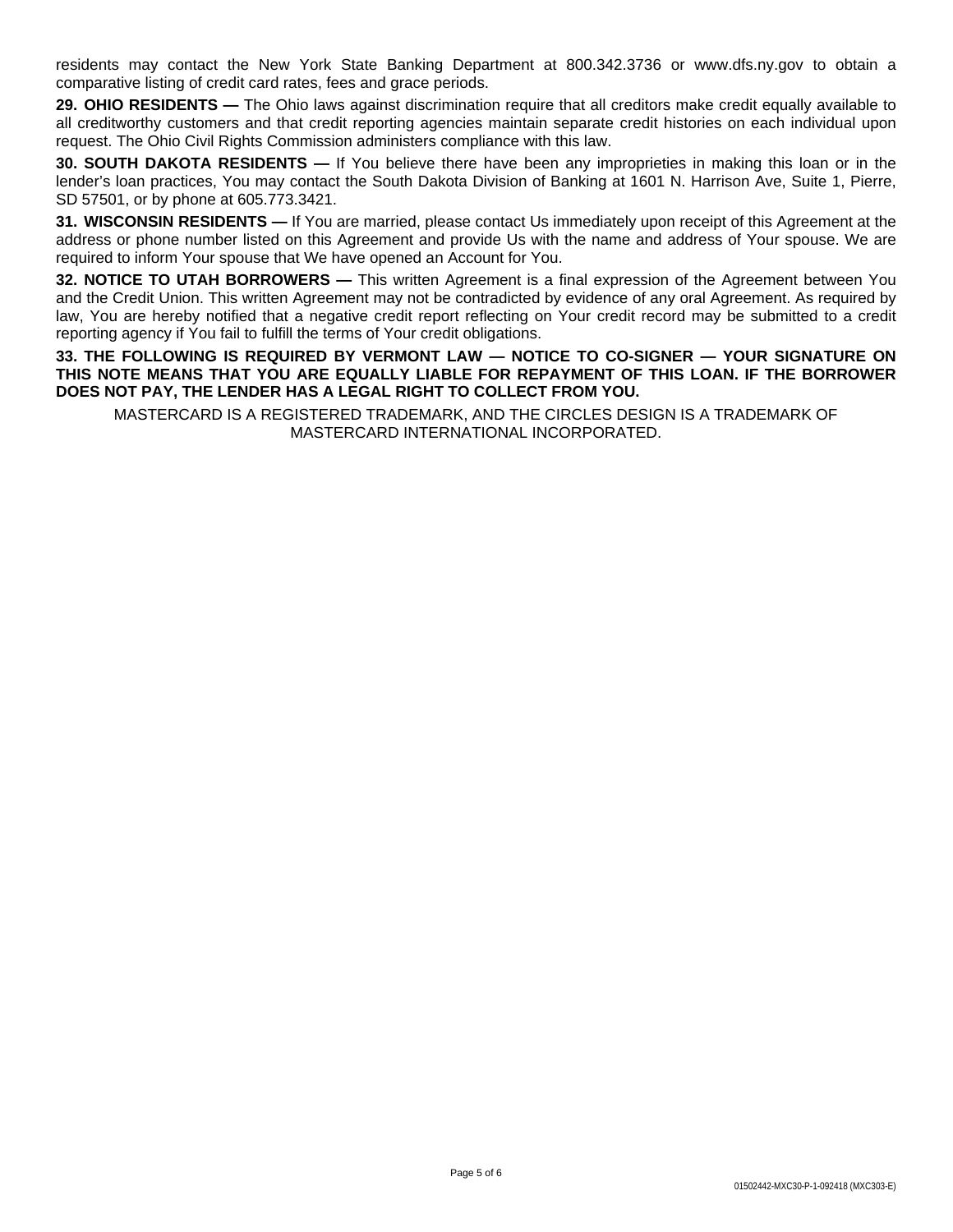residents may contact the New York State Banking Department at 800.342.3736 or www.dfs.ny.gov to obtain a comparative listing of credit card rates, fees and grace periods.

**29. OHIO RESIDENTS —** The Ohio laws against discrimination require that all creditors make credit equally available to all creditworthy customers and that credit reporting agencies maintain separate credit histories on each individual upon request. The Ohio Civil Rights Commission administers compliance with this law.

**30. SOUTH DAKOTA RESIDENTS —** If You believe there have been any improprieties in making this loan or in the lender's loan practices, You may contact the South Dakota Division of Banking at 1601 N. Harrison Ave, Suite 1, Pierre, SD 57501, or by phone at 605.773.3421.

**31. WISCONSIN RESIDENTS —** If You are married, please contact Us immediately upon receipt of this Agreement at the address or phone number listed on this Agreement and provide Us with the name and address of Your spouse. We are required to inform Your spouse that We have opened an Account for You.

**32. NOTICE TO UTAH BORROWERS —** This written Agreement is a final expression of the Agreement between You and the Credit Union. This written Agreement may not be contradicted by evidence of any oral Agreement. As required by law, You are hereby notified that a negative credit report reflecting on Your credit record may be submitted to a credit reporting agency if You fail to fulfill the terms of Your credit obligations.

**33. THE FOLLOWING IS REQUIRED BY VERMONT LAW — NOTICE TO CO-SIGNER — YOUR SIGNATURE ON THIS NOTE MEANS THAT YOU ARE EQUALLY LIABLE FOR REPAYMENT OF THIS LOAN. IF THE BORROWER DOES NOT PAY, THE LENDER HAS A LEGAL RIGHT TO COLLECT FROM YOU.**

MASTERCARD IS A REGISTERED TRADEMARK, AND THE CIRCLES DESIGN IS A TRADEMARK OF MASTERCARD INTERNATIONAL INCORPORATED.

01502442-MXC30-P-1-092418 (MXC303-E)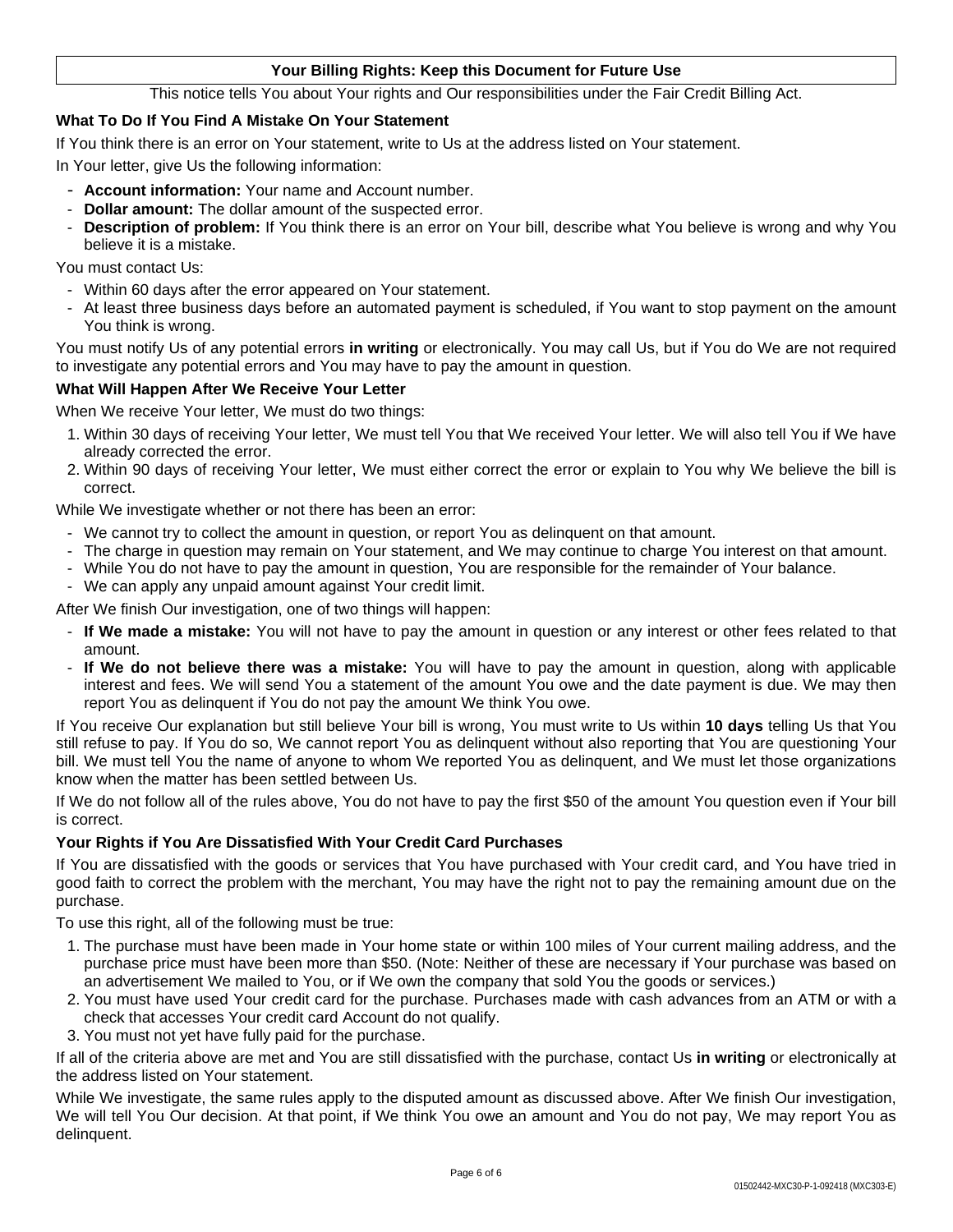## Your Billing Rights: Keep this Document for Future Use

This notice tells You about Your rights and Our responsibilities under the Fair Credit Billing Act.

### What To Do If You Find A Mistake On Your Statement

If You think there is an error on Your statement, write to Us at the address listed on Your statement.

In Your letter, give Us the following information:

- **Account information:** Your name and Account number.
- **Dollar amount:** The dollar amount of the suspected error.
- **Description of problem:** If You think there is an error on Your bill, describe what You believe is wrong and why You believe it is a mistake.

You must contact Us:

- Within 60 days after the error appeared on Your statement.
- At least three business days before an automated payment is scheduled, if You want to stop payment on the amount You think is wrong.

You must notify Us of any potential errors **in writing** or electronically. You may call Us, but if You do We are not required to investigate any potential errors and You may have to pay the amount in question.

### What Will Happen After We Receive Your Letter

When We receive Your letter, We must do two things:

1. Within 30 days of receiving Your letter, We must tell You that We received Your letter. We will also tell You if We have already corrected the error.
2. Within 90 days of receiving Your letter, We must either correct the error or explain to You why We believe the bill is correct.

While We investigate whether or not there has been an error:

- We cannot try to collect the amount in question, or report You as delinquent on that amount.
- The charge in question may remain on Your statement, and We may continue to charge You interest on that amount.
- While You do not have to pay the amount in question, You are responsible for the remainder of Your balance.
- We can apply any unpaid amount against Your credit limit.

After We finish Our investigation, one of two things will happen:

- **If We made a mistake:** You will not have to pay the amount in question or any interest or other fees related to that amount.
- **If We do not believe there was a mistake:** You will have to pay the amount in question, along with applicable interest and fees. We will send You a statement of the amount You owe and the date payment is due. We may then report You as delinquent if You do not pay the amount We think You owe.

If You receive Our explanation but still believe Your bill is wrong, You must write to Us within **10 days** telling Us that You still refuse to pay. If You do so, We cannot report You as delinquent without also reporting that You are questioning Your bill. We must tell You the name of anyone to whom We reported You as delinquent, and We must let those organizations know when the matter has been settled between Us.

If We do not follow all of the rules above, You do not have to pay the first $50 of the amount You question even if Your bill is correct.

### Your Rights if You Are Dissatisfied With Your Credit Card Purchases

If You are dissatisfied with the goods or services that You have purchased with Your credit card, and You have tried in good faith to correct the problem with the merchant, You may have the right not to pay the remaining amount due on the purchase.

To use this right, all of the following must be true:

1. The purchase must have been made in Your home state or within 100 miles of Your current mailing address, and the purchase price must have been more than $50. (Note: Neither of these are necessary if Your purchase was based on an advertisement We mailed to You, or if We own the company that sold You the goods or services.)
2. You must have used Your credit card for the purchase. Purchases made with cash advances from an ATM or with a check that accesses Your credit card Account do not qualify.
3. You must not yet have fully paid for the purchase.

If all of the criteria above are met and You are still dissatisfied with the purchase, contact Us **in writing** or electronically at the address listed on Your statement.

While We investigate, the same rules apply to the disputed amount as discussed above. After We finish Our investigation, We will tell You Our decision. At that point, if We think You owe an amount and You do not pay, We may report You as delinquent.

01502442-MXC30-P-1-092418 (MXC303-E)